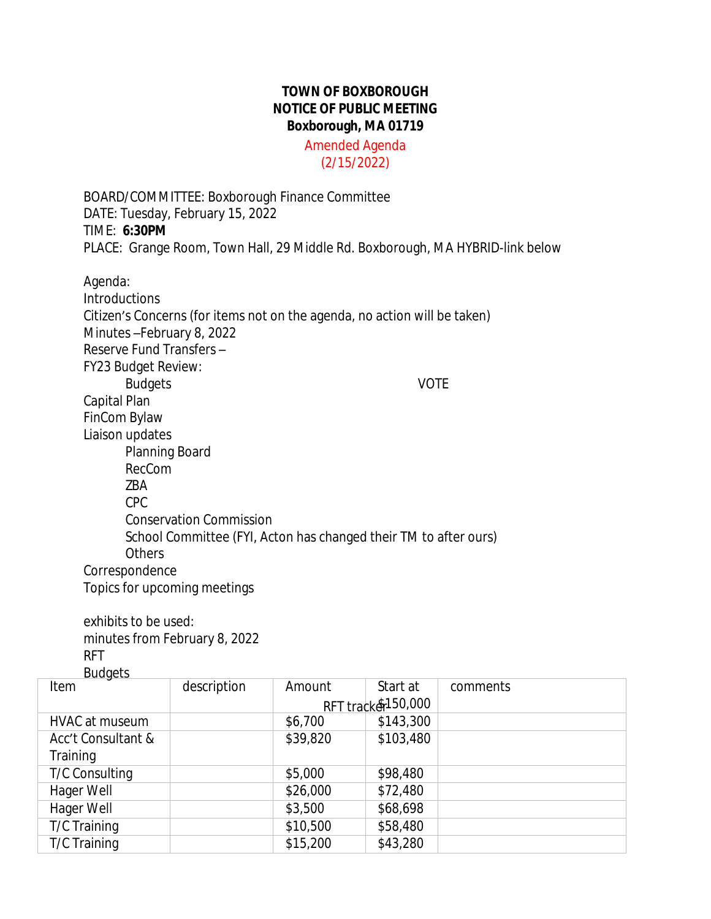**TOWN OF BOXBOROUGH**
**NOTICE OF PUBLIC MEETING**
**Boxborough, MA 01719**

Amended Agenda
(2/15/2022)

BOARD/COMMITTEE: Boxborough Finance Committee
DATE: Tuesday, February 15, 2022
TIME: **6:30PM**
PLACE: Grange Room, Town Hall, 29 Middle Rd. Boxborough, MA HYBRID-link below

Agenda:
Introductions
Citizen's Concerns (for items not on the agenda, no action will be taken)
Minutes –February 8, 2022
Reserve Fund Transfers –
FY23 Budget Review:
    Budgets VOTE
Capital Plan
FinCom Bylaw
Liaison updates
    Planning Board
    RecCom
    ZBA
    CPC
    Conservation Commission
    School Committee (FYI, Acton has changed their TM to after ours)
    Others
Correspondence
Topics for upcoming meetings

exhibits to be used:
minutes from February 8, 2022
RFT
Budgets

RFT tracker

| Item | description | Amount | Start at $150,000 | comments |
|---|---|---|---|---|
| HVAC at museum | | $6,700 | $143,300 | |
| Acc't Consultant & Training | | $39,820 | $103,480 | |
| T/C Consulting | | $5,000 | $98,480 | |
| Hager Well | | $26,000 | $72,480 | |
| Hager Well | | $3,500 | $68,698 | |
| T/C Training | | $10,500 | $58,480 | |
| T/C Training | | $15,200 | $43,280 | |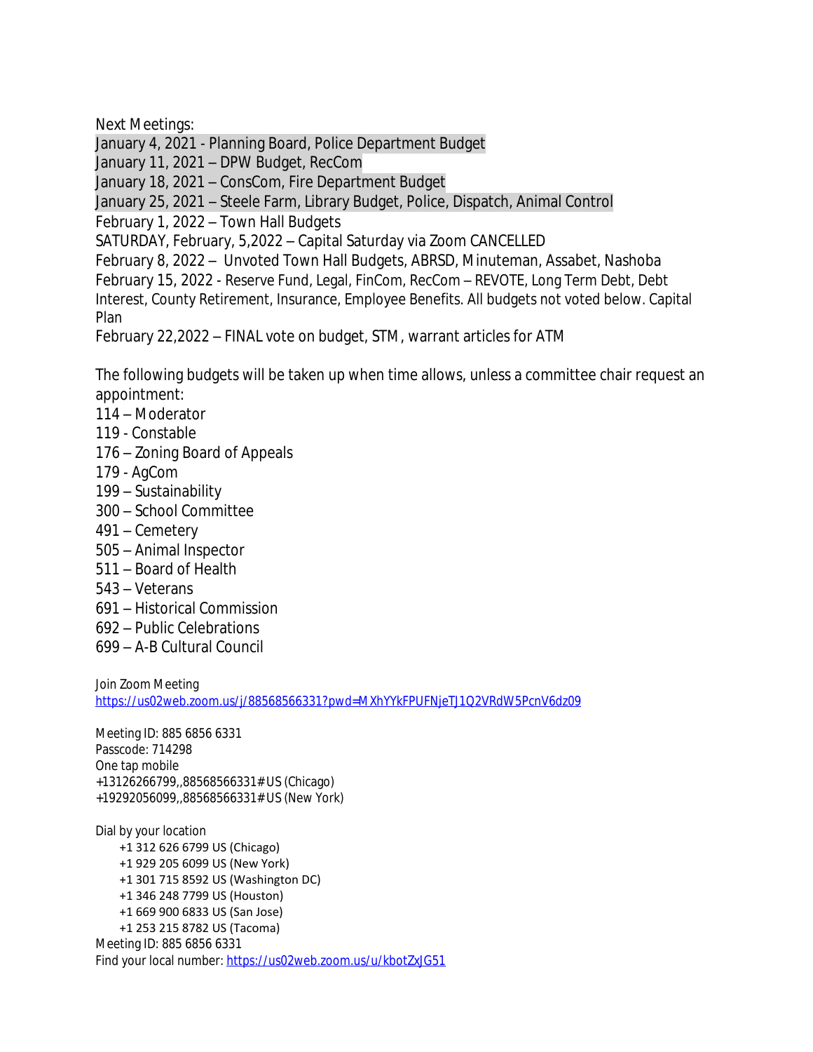Next Meetings:

January 4, 2021 - Planning Board, Police Department Budget
January 11, 2021 – DPW Budget, RecCom
January 18, 2021 – ConsCom, Fire Department Budget
January 25, 2021 – Steele Farm, Library Budget, Police, Dispatch, Animal Control
February 1, 2022 – Town Hall Budgets
SATURDAY, February, 5,2022 – Capital Saturday via Zoom CANCELLED
February 8, 2022 – Unvoted Town Hall Budgets, ABRSD, Minuteman, Assabet, Nashoba
February 15, 2022 - Reserve Fund, Legal, FinCom, RecCom – REVOTE, Long Term Debt, Debt Interest, County Retirement, Insurance, Employee Benefits. All budgets not voted below. Capital Plan
February 22,2022 – FINAL vote on budget, STM, warrant articles for ATM

The following budgets will be taken up when time allows, unless a committee chair request an appointment:

114 – Moderator
119 - Constable
176 – Zoning Board of Appeals
179 - AgCom
199 – Sustainability
300 – School Committee
491 – Cemetery
505 – Animal Inspector
511 – Board of Health
543 – Veterans
691 – Historical Commission
692 – Public Celebrations
699 – A-B Cultural Council

Join Zoom Meeting
https://us02web.zoom.us/j/88568566331?pwd=MXhYYkFPUFNjeTJ1Q2VRdW5PcnV6dz09

Meeting ID: 885 6856 6331
Passcode: 714298
One tap mobile
+13126266799,,88568566331# US (Chicago)
+19292056099,,88568566331# US (New York)

Dial by your location
- +1 312 626 6799 US (Chicago)
- +1 929 205 6099 US (New York)
- +1 301 715 8592 US (Washington DC)
- +1 346 248 7799 US (Houston)
- +1 669 900 6833 US (San Jose)
- +1 253 215 8782 US (Tacoma)

Meeting ID: 885 6856 6331
Find your local number: https://us02web.zoom.us/u/kbotZxJG51